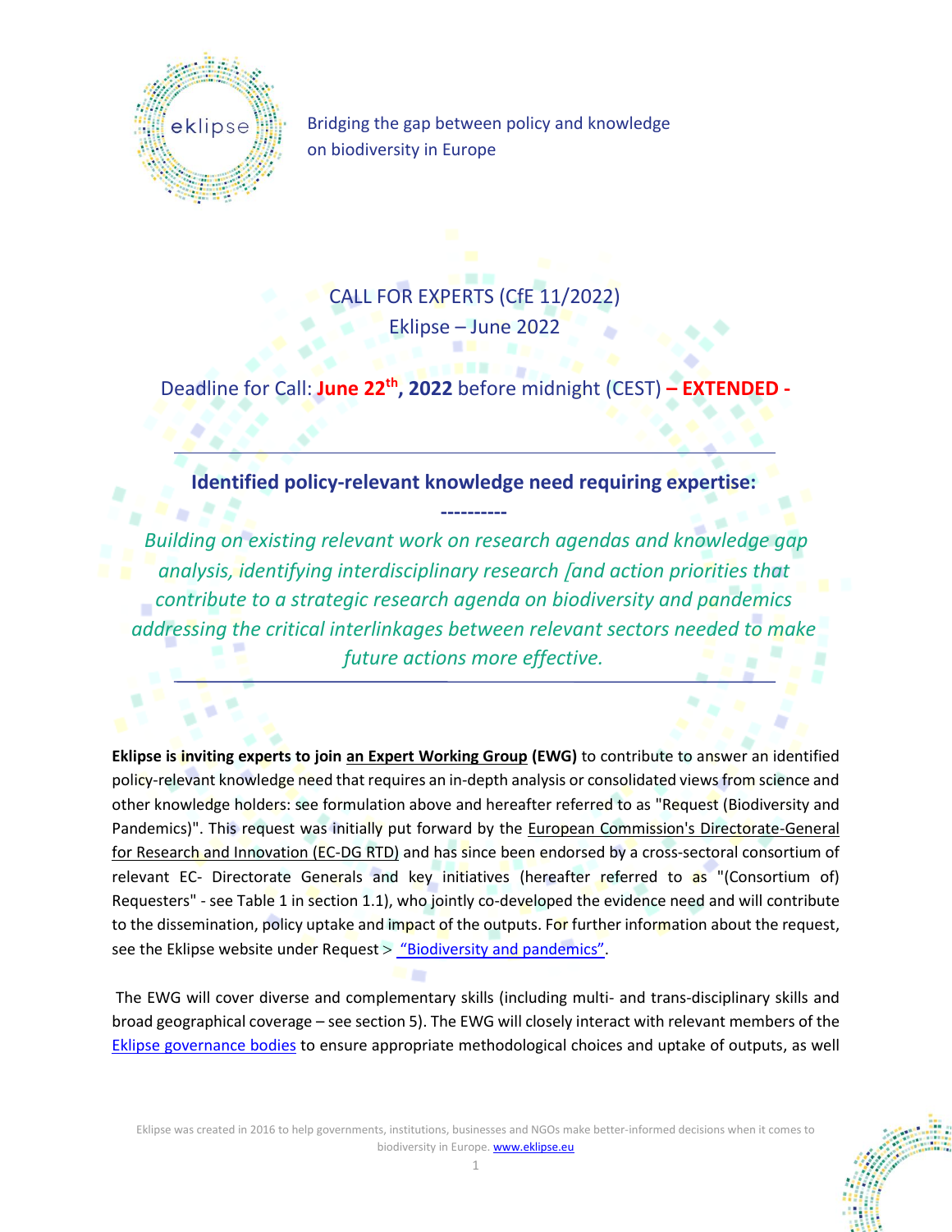Bridging the gap between policy and knowledge on biodiversity in Europe

# CALL FOR EXPERTS (CfE 11/2022)

Eklipse – June 2022

Deadline for Call: **June 22th, 2022** before midnight (CEST) **– EXTENDED -**

---

**Identified policy-relevant knowledge need requiring expertise:**

**----------**

*Building on existing relevant work on research agendas and knowledge gap analysis, identifying interdisciplinary research [and action priorities that contribute to a strategic research agenda on biodiversity and pandemics addressing the critical interlinkages between relevant sectors needed to make future actions more effective.*

---

**Eklipse is inviting experts to join an Expert Working Group (EWG)** to contribute to answer an identified policy-relevant knowledge need that requires an in-depth analysis or consolidated views from science and other knowledge holders: see formulation above and hereafter referred to as "Request (Biodiversity and Pandemics)". This request was initially put forward by the European Commission's Directorate-General for Research and Innovation (EC-DG RTD) and has since been endorsed by a cross-sectoral consortium of relevant EC- Directorate Generals and key initiatives (hereafter referred to as "(Consortium of) Requesters" - see Table 1 in section 1.1), who jointly co-developed the evidence need and will contribute to the dissemination, policy uptake and impact of the outputs. For further information about the request, see the Eklipse website under Request > "Biodiversity and pandemics".

The EWG will cover diverse and complementary skills (including multi- and trans-disciplinary skills and broad geographical coverage – see section 5). The EWG will closely interact with relevant members of the Eklipse governance bodies to ensure appropriate methodological choices and uptake of outputs, as well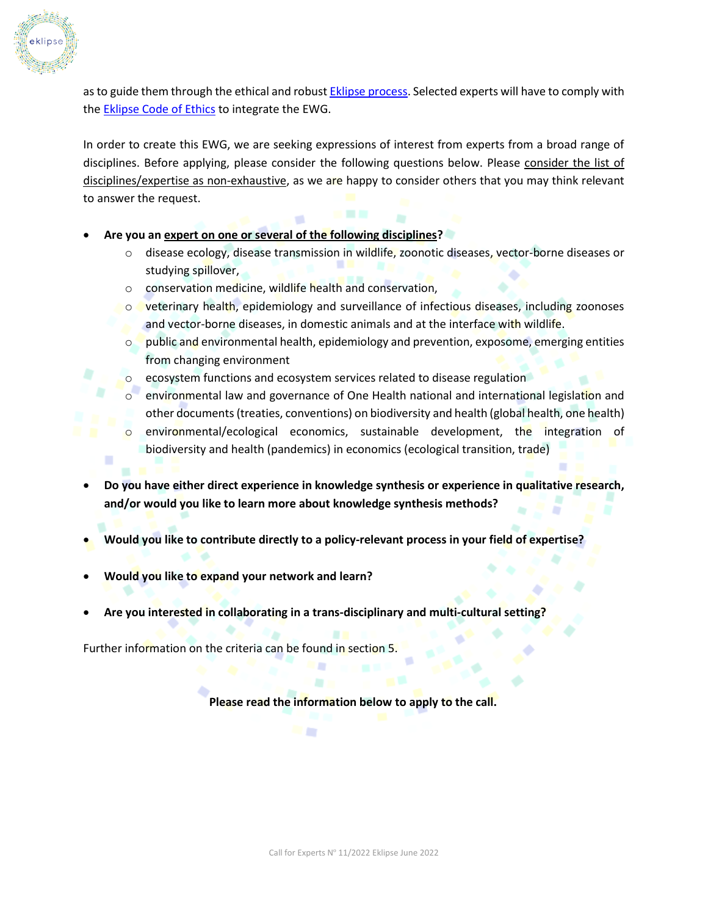as to guide them through the ethical and robust [Eklipse process](). Selected experts will have to comply with the [Eklipse Code of Ethics]() to integrate the EWG.

In order to create this EWG, we are seeking expressions of interest from experts from a broad range of disciplines. Before applying, please consider the following questions below. Please consider the list of disciplines/expertise as non-exhaustive, as we are happy to consider others that you may think relevant to answer the request.

- **Are you an expert on one or several of the following disciplines?**
  - disease ecology, disease transmission in wildlife, zoonotic diseases, vector-borne diseases or studying spillover,
  - conservation medicine, wildlife health and conservation,
  - veterinary health, epidemiology and surveillance of infectious diseases, including zoonoses and vector-borne diseases, in domestic animals and at the interface with wildlife.
  - public and environmental health, epidemiology and prevention, exposome, emerging entities from changing environment
  - ecosystem functions and ecosystem services related to disease regulation
  - environmental law and governance of One Health national and international legislation and other documents (treaties, conventions) on biodiversity and health (global health, one health)
  - environmental/ecological economics, sustainable development, the integration of biodiversity and health (pandemics) in economics (ecological transition, trade)

- **Do you have either direct experience in knowledge synthesis or experience in qualitative research, and/or would you like to learn more about knowledge synthesis methods?**

- **Would you like to contribute directly to a policy-relevant process in your field of expertise?**

- **Would you like to expand your network and learn?**

- **Are you interested in collaborating in a trans-disciplinary and multi-cultural setting?**

Further information on the criteria can be found in section 5.

**Please read the information below to apply to the call.**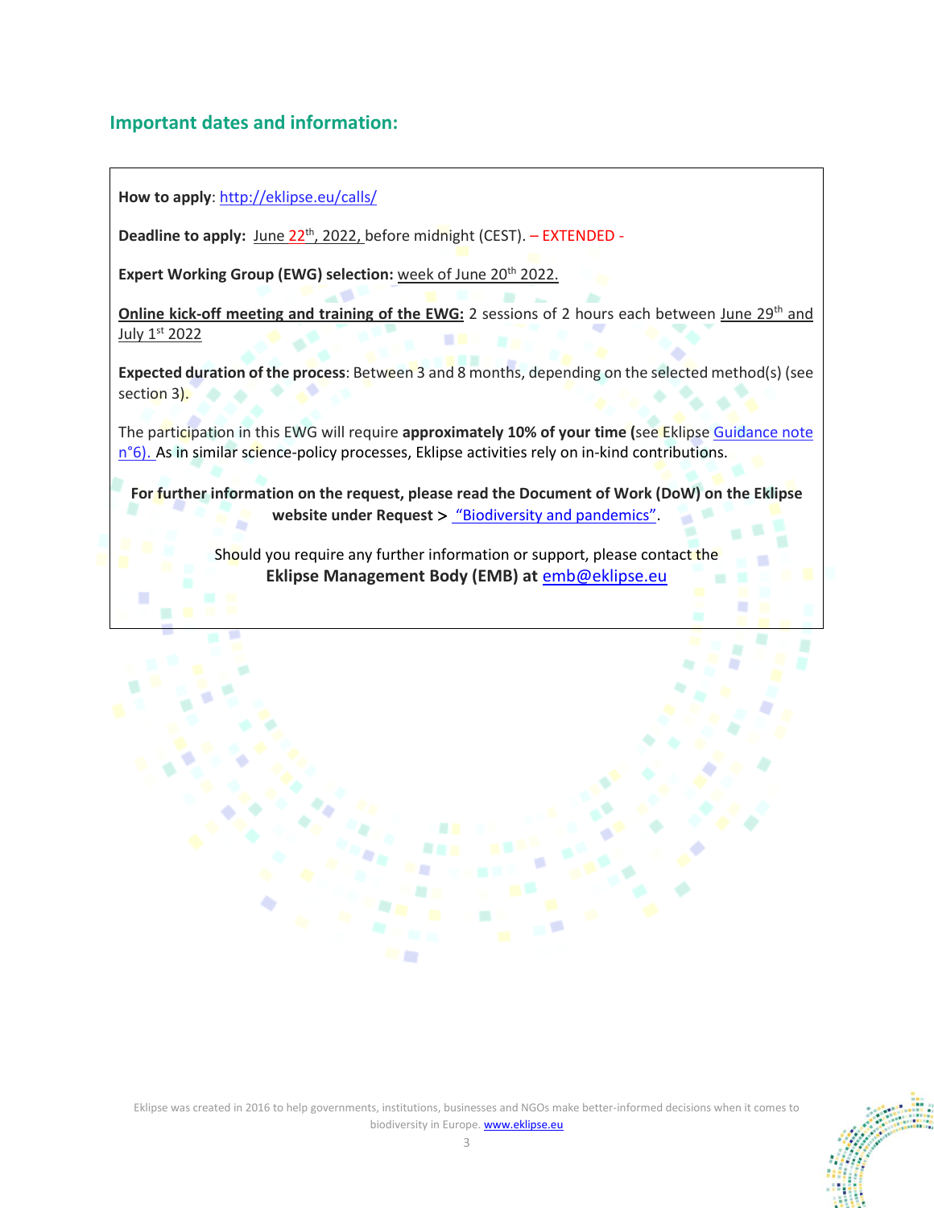## Important dates and information:

**How to apply**: http://eklipse.eu/calls/

**Deadline to apply:** June 22th, 2022, before midnight (CEST). – EXTENDED -

**Expert Working Group (EWG) selection:** week of June 20th 2022.

**Online kick-off meeting and training of the EWG:** 2 sessions of 2 hours each between June 29th and July 1st 2022

**Expected duration of the process**: Between 3 and 8 months, depending on the selected method(s) (see section 3).

The participation in this EWG will require **approximately 10% of your time (**see Eklipse Guidance note n°6). As in similar science-policy processes, Eklipse activities rely on in-kind contributions.

**For further information on the request, please read the Document of Work (DoW) on the Eklipse website under Request >** "Biodiversity and pandemics".

Should you require any further information or support, please contact the **Eklipse Management Body (EMB) at** emb@eklipse.eu

Eklipse was created in 2016 to help governments, institutions, businesses and NGOs make better-informed decisions when it comes to biodiversity in Europe. www.eklipse.eu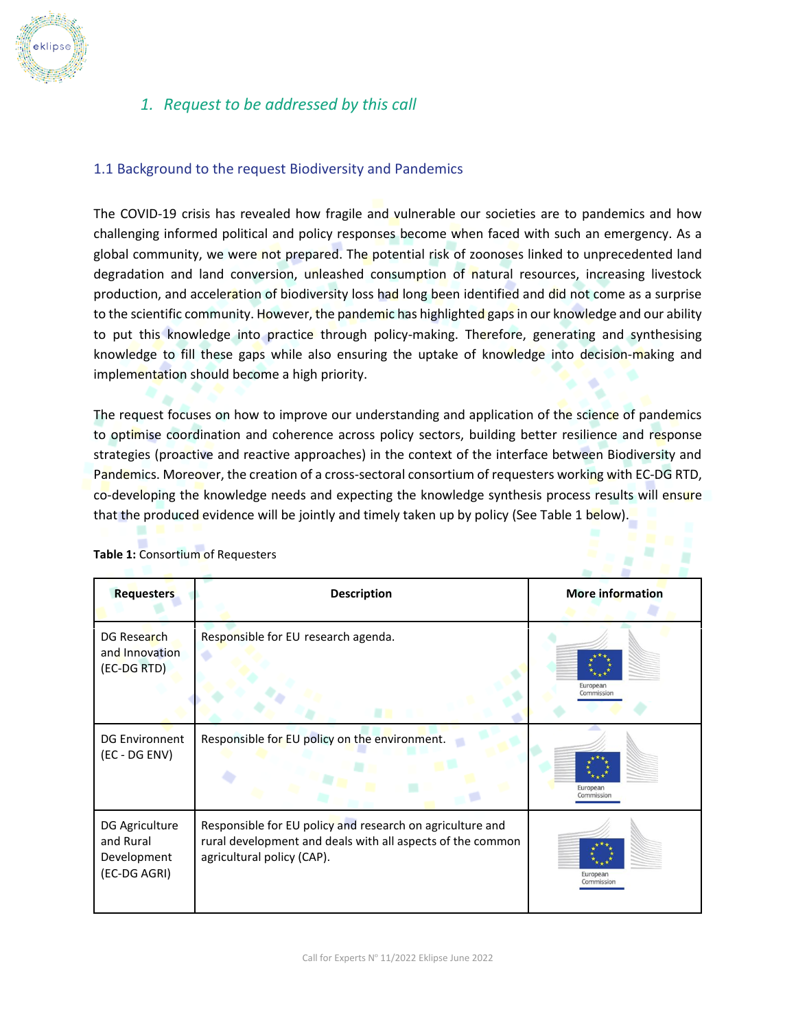## *1. Request to be addressed by this call*

### 1.1 Background to the request Biodiversity and Pandemics

The COVID-19 crisis has revealed how fragile and vulnerable our societies are to pandemics and how challenging informed political and policy responses become when faced with such an emergency. As a global community, we were not prepared. The potential risk of zoonoses linked to unprecedented land degradation and land conversion, unleashed consumption of natural resources, increasing livestock production, and acceleration of biodiversity loss had long been identified and did not come as a surprise to the scientific community. However, the pandemic has highlighted gaps in our knowledge and our ability to put this knowledge into practice through policy-making. Therefore, generating and synthesising knowledge to fill these gaps while also ensuring the uptake of knowledge into decision-making and implementation should become a high priority.

The request focuses on how to improve our understanding and application of the science of pandemics to optimise coordination and coherence across policy sectors, building better resilience and response strategies (proactive and reactive approaches) in the context of the interface between Biodiversity and Pandemics. Moreover, the creation of a cross-sectoral consortium of requesters working with EC-DG RTD, co-developing the knowledge needs and expecting the knowledge synthesis process results will ensure that the produced evidence will be jointly and timely taken up by policy (See Table 1 below).

**Table 1:** Consortium of Requesters

| Requesters | Description | More information |
|---|---|---|
| DG Research and Innovation (EC-DG RTD) | Responsible for EU research agenda. | European Commission |
| DG Environnent (EC - DG ENV) | Responsible for EU policy on the environment. | European Commission |
| DG Agriculture and Rural Development (EC-DG AGRI) | Responsible for EU policy and research on agriculture and rural development and deals with all aspects of the common agricultural policy (CAP). | European Commission |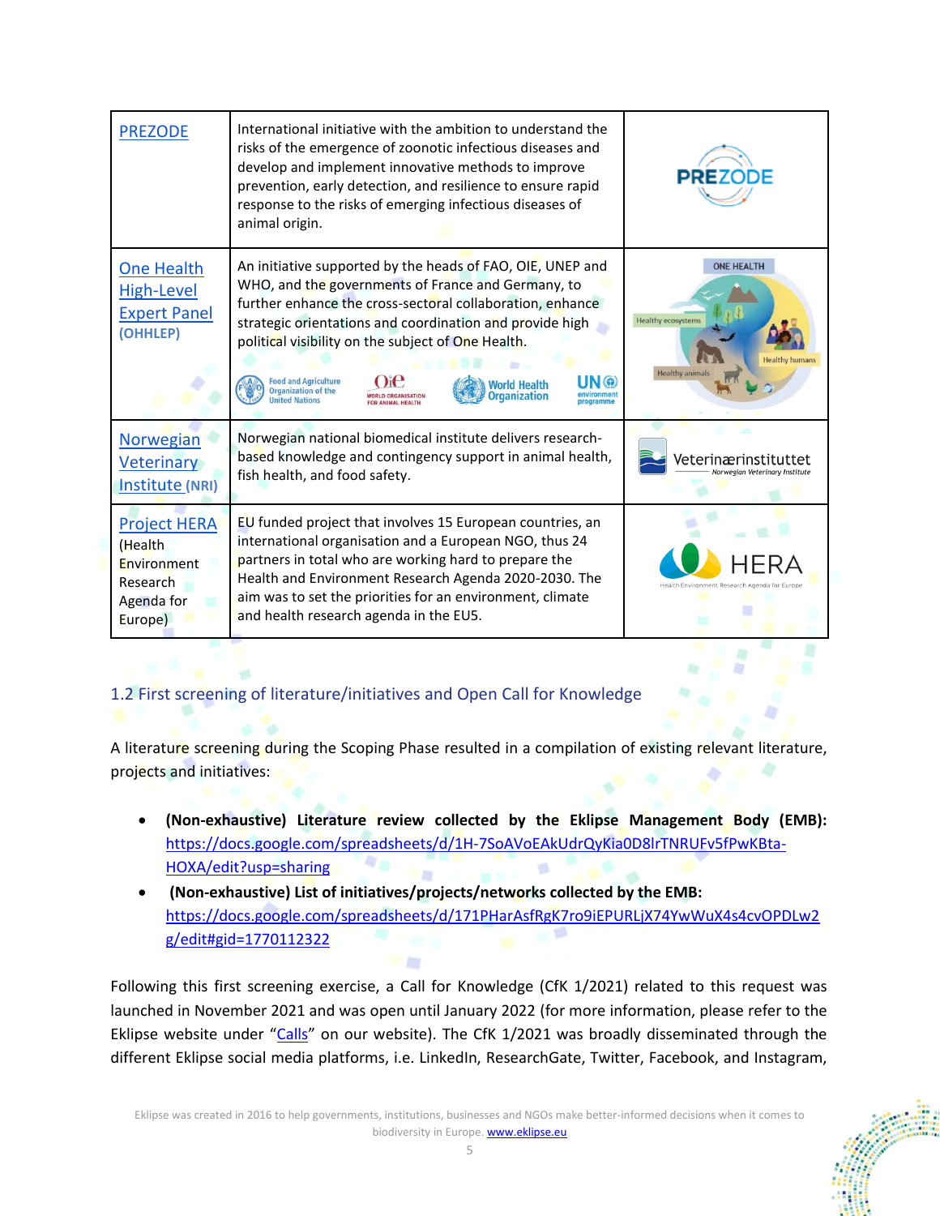| | | |
|---|---|---|
| PREZODE | International initiative with the ambition to understand the risks of the emergence of zoonotic infectious diseases and develop and implement innovative methods to improve prevention, early detection, and resilience to ensure rapid response to the risks of emerging infectious diseases of animal origin. | |
| One Health High-Level Expert Panel (OHHLEP) | An initiative supported by the heads of FAO, OIE, UNEP and WHO, and the governments of France and Germany, to further enhance the cross-sectoral collaboration, enhance strategic orientations and coordination and provide high political visibility on the subject of One Health. | |
| Norwegian Veterinary Institute (NRI) | Norwegian national biomedical institute delivers research-based knowledge and contingency support in animal health, fish health, and food safety. | |
| Project HERA (Health Environment Research Agenda for Europe) | EU funded project that involves 15 European countries, an international organisation and a European NGO, thus 24 partners in total who are working hard to prepare the Health and Environment Research Agenda 2020-2030. The aim was to set the priorities for an environment, climate and health research agenda in the EU5. | |

## 1.2 First screening of literature/initiatives and Open Call for Knowledge

A literature screening during the Scoping Phase resulted in a compilation of existing relevant literature, projects and initiatives:

- **(Non-exhaustive) Literature review collected by the Eklipse Management Body (EMB):** https://docs.google.com/spreadsheets/d/1H-7SoAVoEAkUdrQyKia0D8lrTNRUFv5fPwKBta-HOXA/edit?usp=sharing
- **(Non-exhaustive) List of initiatives/projects/networks collected by the EMB:** https://docs.google.com/spreadsheets/d/171PHarAsfRgK7ro9iEPURLjX74YwWuX4s4cvOPDLw2g/edit#gid=1770112322

Following this first screening exercise, a Call for Knowledge (CfK 1/2021) related to this request was launched in November 2021 and was open until January 2022 (for more information, please refer to the Eklipse website under "Calls" on our website). The CfK 1/2021 was broadly disseminated through the different Eklipse social media platforms, i.e. LinkedIn, ResearchGate, Twitter, Facebook, and Instagram,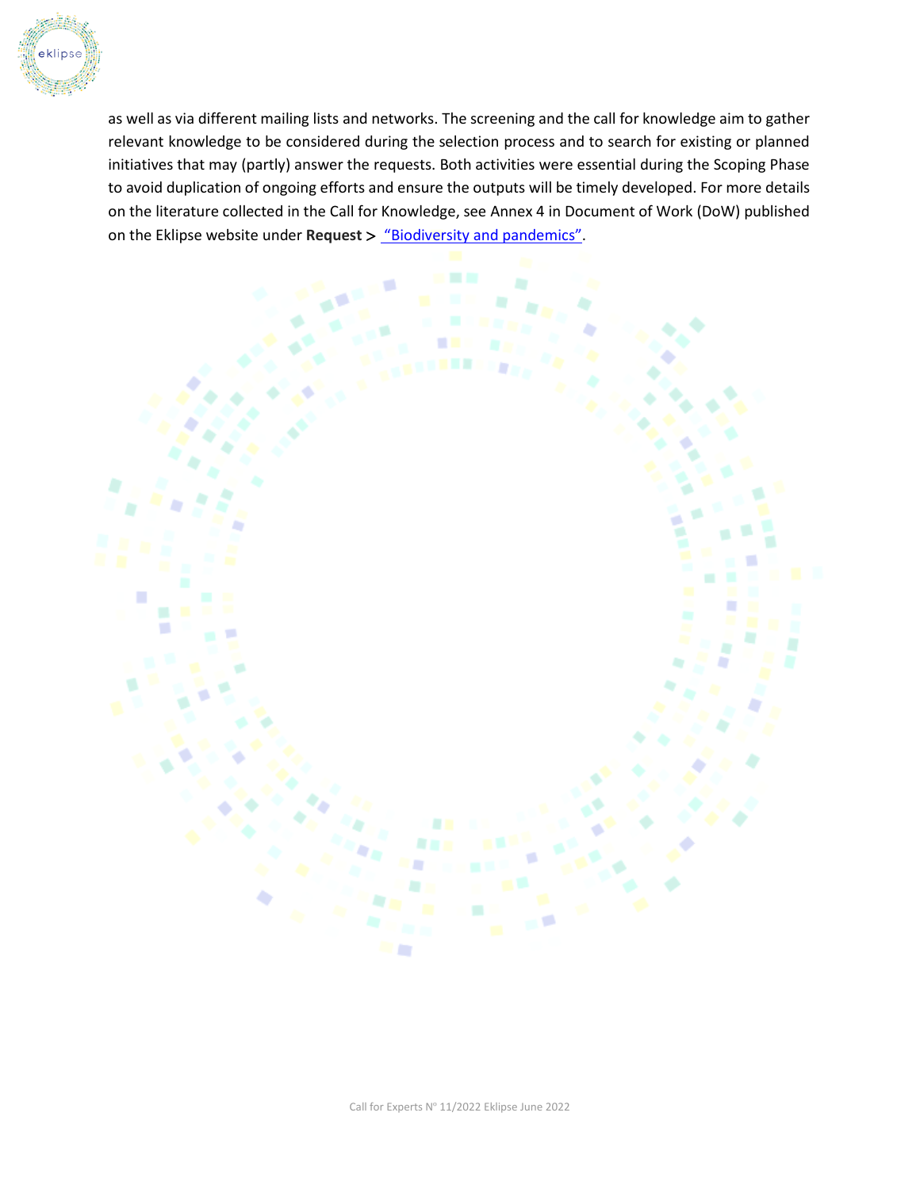as well as via different mailing lists and networks. The screening and the call for knowledge aim to gather relevant knowledge to be considered during the selection process and to search for existing or planned initiatives that may (partly) answer the requests. Both activities were essential during the Scoping Phase to avoid duplication of ongoing efforts and ensure the outputs will be timely developed. For more details on the literature collected in the Call for Knowledge, see Annex 4 in Document of Work (DoW) published on the Eklipse website under **Request >** "Biodiversity and pandemics".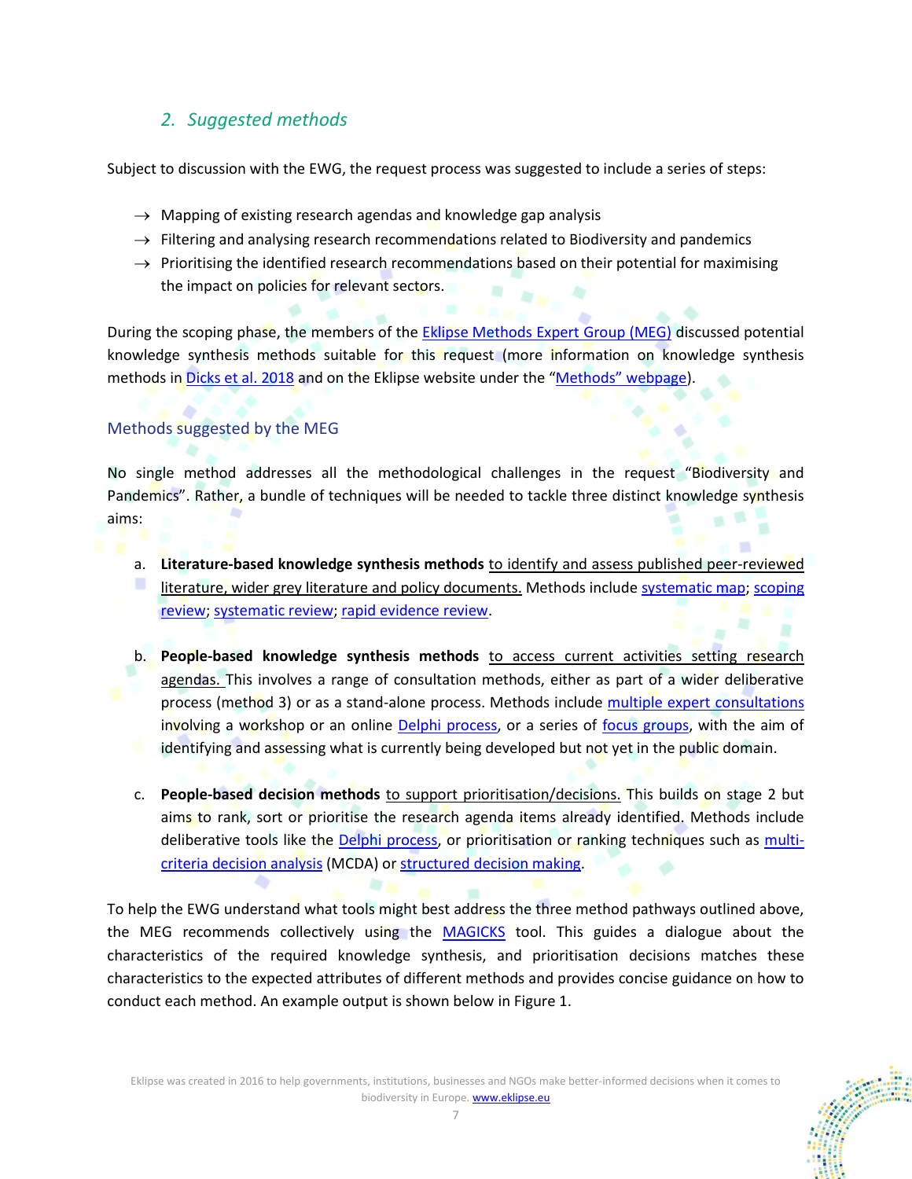## 2. *Suggested methods*

Subject to discussion with the EWG, the request process was suggested to include a series of steps:

- → Mapping of existing research agendas and knowledge gap analysis
- → Filtering and analysing research recommendations related to Biodiversity and pandemics
- → Prioritising the identified research recommendations based on their potential for maximising the impact on policies for relevant sectors.

During the scoping phase, the members of the Eklipse Methods Expert Group (MEG) discussed potential knowledge synthesis methods suitable for this request (more information on knowledge synthesis methods in Dicks et al. 2018 and on the Eklipse website under the "Methods" webpage).

### Methods suggested by the MEG

No single method addresses all the methodological challenges in the request "Biodiversity and Pandemics". Rather, a bundle of techniques will be needed to tackle three distinct knowledge synthesis aims:

a. **Literature-based knowledge synthesis methods** to identify and assess published peer-reviewed literature, wider grey literature and policy documents. Methods include systematic map; scoping review; systematic review; rapid evidence review.

b. **People-based knowledge synthesis methods** to access current activities setting research agendas. This involves a range of consultation methods, either as part of a wider deliberative process (method 3) or as a stand-alone process. Methods include multiple expert consultations involving a workshop or an online Delphi process, or a series of focus groups, with the aim of identifying and assessing what is currently being developed but not yet in the public domain.

c. **People-based decision methods** to support prioritisation/decisions. This builds on stage 2 but aims to rank, sort or prioritise the research agenda items already identified. Methods include deliberative tools like the Delphi process, or prioritisation or ranking techniques such as multi-criteria decision analysis (MCDA) or structured decision making.

To help the EWG understand what tools might best address the three method pathways outlined above, the MEG recommends collectively using the MAGICKS tool. This guides a dialogue about the characteristics of the required knowledge synthesis, and prioritisation decisions matches these characteristics to the expected attributes of different methods and provides concise guidance on how to conduct each method. An example output is shown below in Figure 1.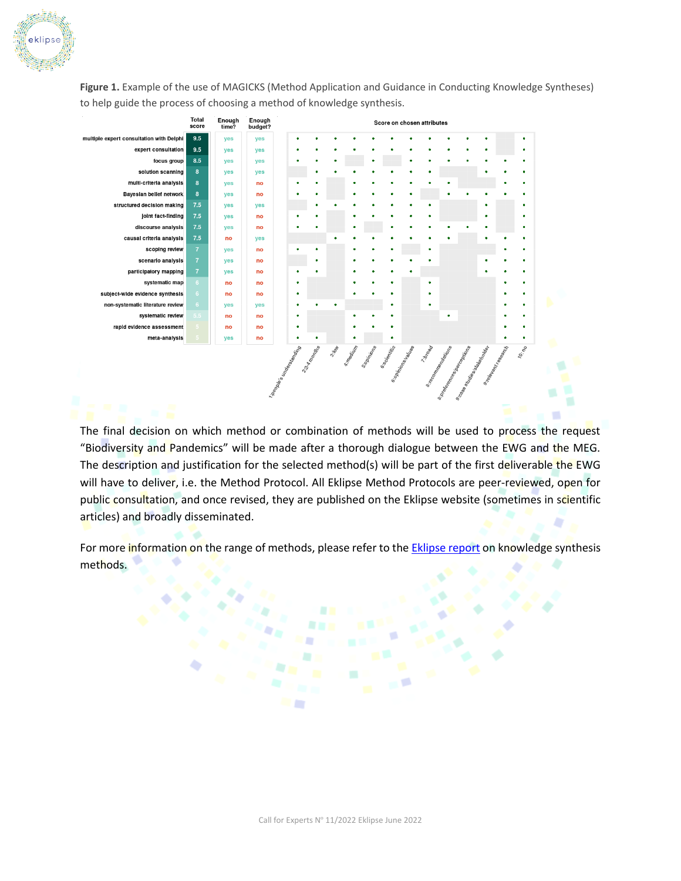**Figure 1.** Example of the use of MAGICKS (Method Application and Guidance in Conducting Knowledge Syntheses) to help guide the process of choosing a method of knowledge synthesis.

| Method | Total score | Enough time? | Enough budget? |
|---|---|---|---|
| multiple expert consultation with Delphi | 9.5 | yes | yes |
| expert consultation | 9.5 | yes | yes |
| focus group | 8.5 | yes | yes |
| solution scanning | 8 | yes | yes |
| multi-criteria analysis | 8 | yes | no |
| Bayesian belief network | 8 | yes | no |
| structured decision making | 7.5 | yes | yes |
| joint fact-finding | 7.5 | yes | no |
| discourse analysis | 7.5 | yes | no |
| causal criteria analysis | 7.5 | no | yes |
| scoping review | 7 | yes | no |
| scenario analysis | 7 | yes | no |
| participatory mapping | 7 | yes | no |
| systematic map | 6 | no | no |
| subject-wide evidence synthesis | 6 | no | no |
| non-systematic literature review | 6 | yes | yes |
| systematic review | 5.5 | no | no |
| rapid evidence assessment | 5 | no | no |
| meta-analysis | 5 | yes | no |

Score on chosen attributes: 1:people's understanding, 2:2-4 months, 3:low, 4:medium, 5:opinions, 6:scientific, 6:opinions/values, 7:broad, 8:recommendations, 8:preferences/perceptions, 9:case studies/stakeholder, 9:relevant research, 10:no

The final decision on which method or combination of methods will be used to process the request "Biodiversity and Pandemics" will be made after a thorough dialogue between the EWG and the MEG. The description and justification for the selected method(s) will be part of the first deliverable the EWG will have to deliver, i.e. the Method Protocol. All Eklipse Method Protocols are peer-reviewed, open for public consultation, and once revised, they are published on the Eklipse website (sometimes in scientific articles) and broadly disseminated.

For more information on the range of methods, please refer to the Eklipse report on knowledge synthesis methods.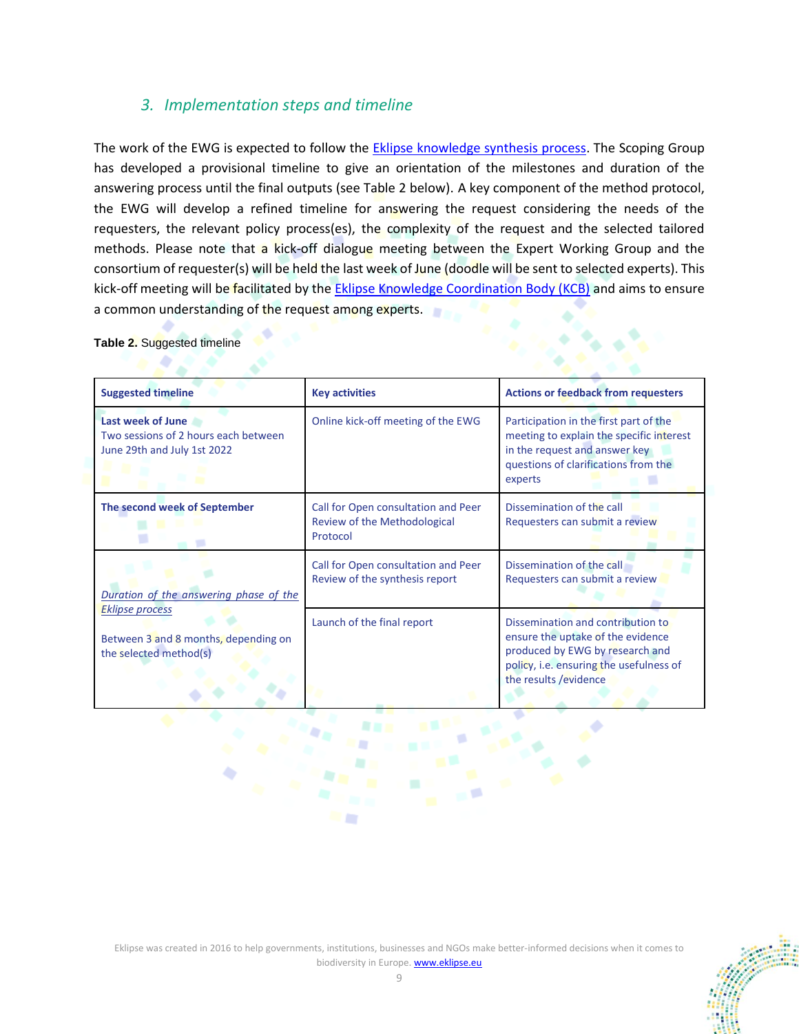## 3. *Implementation steps and timeline*

The work of the EWG is expected to follow the Eklipse knowledge synthesis process. The Scoping Group has developed a provisional timeline to give an orientation of the milestones and duration of the answering process until the final outputs (see Table 2 below). A key component of the method protocol, the EWG will develop a refined timeline for answering the request considering the needs of the requesters, the relevant policy process(es), the complexity of the request and the selected tailored methods. Please note that a kick-off dialogue meeting between the Expert Working Group and the consortium of requester(s) will be held the last week of June (doodle will be sent to selected experts). This kick-off meeting will be facilitated by the Eklipse Knowledge Coordination Body (KCB) and aims to ensure a common understanding of the request among experts.

**Table 2.** Suggested timeline

| **Suggested timeline** | **Key activities** | **Actions or feedback from requesters** |
|---|---|---|
| **Last week of June** Two sessions of 2 hours each between June 29th and July 1st 2022 | Online kick-off meeting of the EWG | Participation in the first part of the meeting to explain the specific interest in the request and answer key questions of clarifications from the experts |
| **The second week of September** | Call for Open consultation and Peer Review of the Methodological Protocol | Dissemination of the call Requesters can submit a review |
| *Duration of the answering phase of the Eklipse process* Between 3 and 8 months, depending on the selected method(s) | Call for Open consultation and Peer Review of the synthesis report | Dissemination of the call Requesters can submit a review |
| | Launch of the final report | Dissemination and contribution to ensure the uptake of the evidence produced by EWG by research and policy, i.e. ensuring the usefulness of the results /evidence |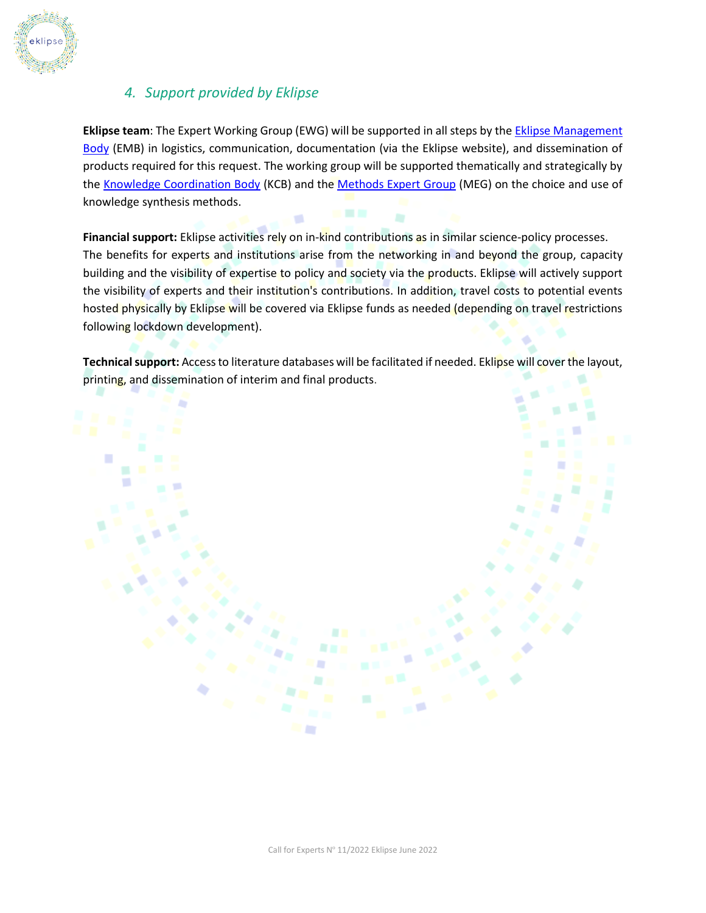## 4. *Support provided by Eklipse*

**Eklipse team**: The Expert Working Group (EWG) will be supported in all steps by the Eklipse Management Body (EMB) in logistics, communication, documentation (via the Eklipse website), and dissemination of products required for this request. The working group will be supported thematically and strategically by the Knowledge Coordination Body (KCB) and the Methods Expert Group (MEG) on the choice and use of knowledge synthesis methods.

**Financial support:** Eklipse activities rely on in-kind contributions as in similar science-policy processes. The benefits for experts and institutions arise from the networking in and beyond the group, capacity building and the visibility of expertise to policy and society via the products. Eklipse will actively support the visibility of experts and their institution's contributions. In addition, travel costs to potential events hosted physically by Eklipse will be covered via Eklipse funds as needed (depending on travel restrictions following lockdown development).

**Technical support:** Access to literature databases will be facilitated if needed. Eklipse will cover the layout, printing, and dissemination of interim and final products.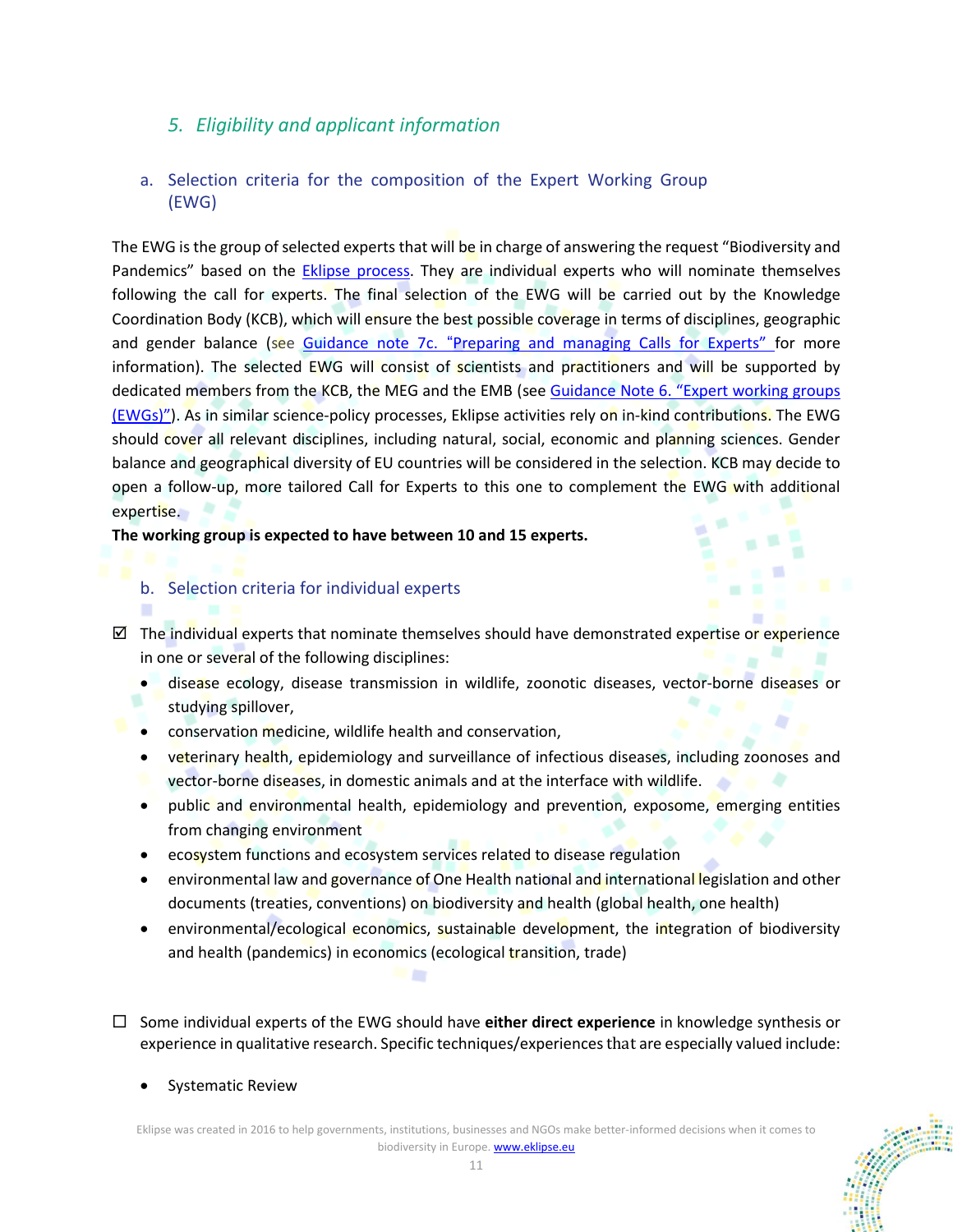## 5. *Eligibility and applicant information*

### a. Selection criteria for the composition of the Expert Working Group (EWG)

The EWG is the group of selected experts that will be in charge of answering the request "Biodiversity and Pandemics" based on the Eklipse process. They are individual experts who will nominate themselves following the call for experts. The final selection of the EWG will be carried out by the Knowledge Coordination Body (KCB), which will ensure the best possible coverage in terms of disciplines, geographic and gender balance (see Guidance note 7c. "Preparing and managing Calls for Experts" for more information). The selected EWG will consist of scientists and practitioners and will be supported by dedicated members from the KCB, the MEG and the EMB (see Guidance Note 6. "Expert working groups (EWGs)"). As in similar science-policy processes, Eklipse activities rely on in-kind contributions. The EWG should cover all relevant disciplines, including natural, social, economic and planning sciences. Gender balance and geographical diversity of EU countries will be considered in the selection. KCB may decide to open a follow-up, more tailored Call for Experts to this one to complement the EWG with additional expertise.

**The working group is expected to have between 10 and 15 experts.**

### b. Selection criteria for individual experts

☑ The individual experts that nominate themselves should have demonstrated expertise or experience in one or several of the following disciplines:

- disease ecology, disease transmission in wildlife, zoonotic diseases, vector-borne diseases or studying spillover,
- conservation medicine, wildlife health and conservation,
- veterinary health, epidemiology and surveillance of infectious diseases, including zoonoses and vector-borne diseases, in domestic animals and at the interface with wildlife.
- public and environmental health, epidemiology and prevention, exposome, emerging entities from changing environment
- ecosystem functions and ecosystem services related to disease regulation
- environmental law and governance of One Health national and international legislation and other documents (treaties, conventions) on biodiversity and health (global health, one health)
- environmental/ecological economics, sustainable development, the integration of biodiversity and health (pandemics) in economics (ecological transition, trade)

☐ Some individual experts of the EWG should have **either direct experience** in knowledge synthesis or experience in qualitative research. Specific techniques/experiences that are especially valued include:

- Systematic Review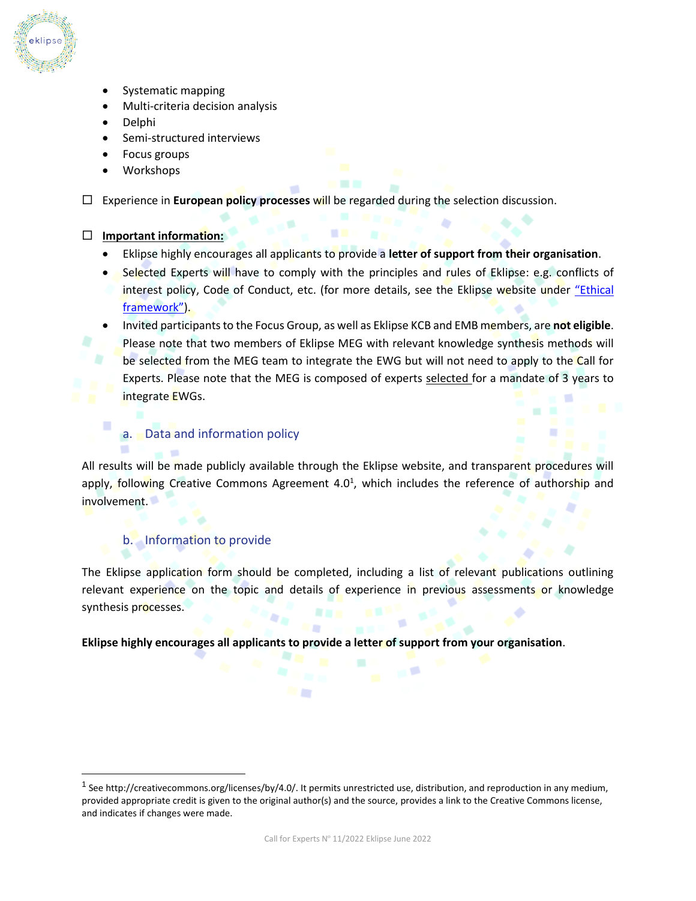- Systematic mapping
- Multi-criteria decision analysis
- Delphi
- Semi-structured interviews
- Focus groups
- Workshops

☐ Experience in **European policy processes** will be regarded during the selection discussion.

☐ **Important information:**

- Eklipse highly encourages all applicants to provide a **letter of support from their organisation**.
- Selected Experts will have to comply with the principles and rules of Eklipse: e.g. conflicts of interest policy, Code of Conduct, etc. (for more details, see the Eklipse website under "Ethical framework").
- Invited participants to the Focus Group, as well as Eklipse KCB and EMB members, are **not eligible**. Please note that two members of Eklipse MEG with relevant knowledge synthesis methods will be selected from the MEG team to integrate the EWG but will not need to apply to the Call for Experts. Please note that the MEG is composed of experts selected for a mandate of 3 years to integrate EWGs.

### a. Data and information policy

All results will be made publicly available through the Eklipse website, and transparent procedures will apply, following Creative Commons Agreement 4.0[1], which includes the reference of authorship and involvement.

### b. Information to provide

The Eklipse application form should be completed, including a list of relevant publications outlining relevant experience on the topic and details of experience in previous assessments or knowledge synthesis processes.

**Eklipse highly encourages all applicants to provide a letter of support from your organisation**.

[1] See http://creativecommons.org/licenses/by/4.0/. It permits unrestricted use, distribution, and reproduction in any medium, provided appropriate credit is given to the original author(s) and the source, provides a link to the Creative Commons license, and indicates if changes were made.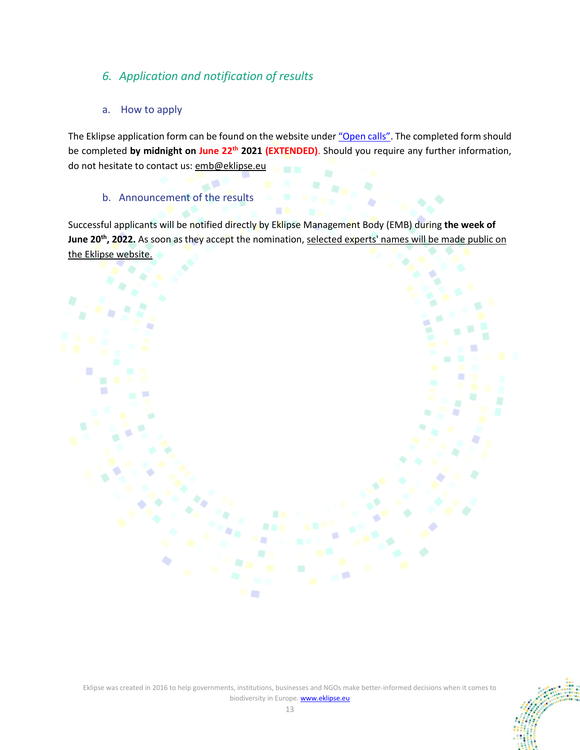## 6. *Application and notification of results*

### a. How to apply

The Eklipse application form can be found on the website under "Open calls". The completed form should be completed **by midnight on June 22th 2021 (EXTENDED)**. Should you require any further information, do not hesitate to contact us: emb@eklipse.eu

### b. Announcement of the results

Successful applicants will be notified directly by Eklipse Management Body (EMB) during **the week of June 20th, 2022.** As soon as they accept the nomination, selected experts' names will be made public on the Eklipse website.

Eklipse was created in 2016 to help governments, institutions, businesses and NGOs make better-informed decisions when it comes to biodiversity in Europe. www.eklipse.eu